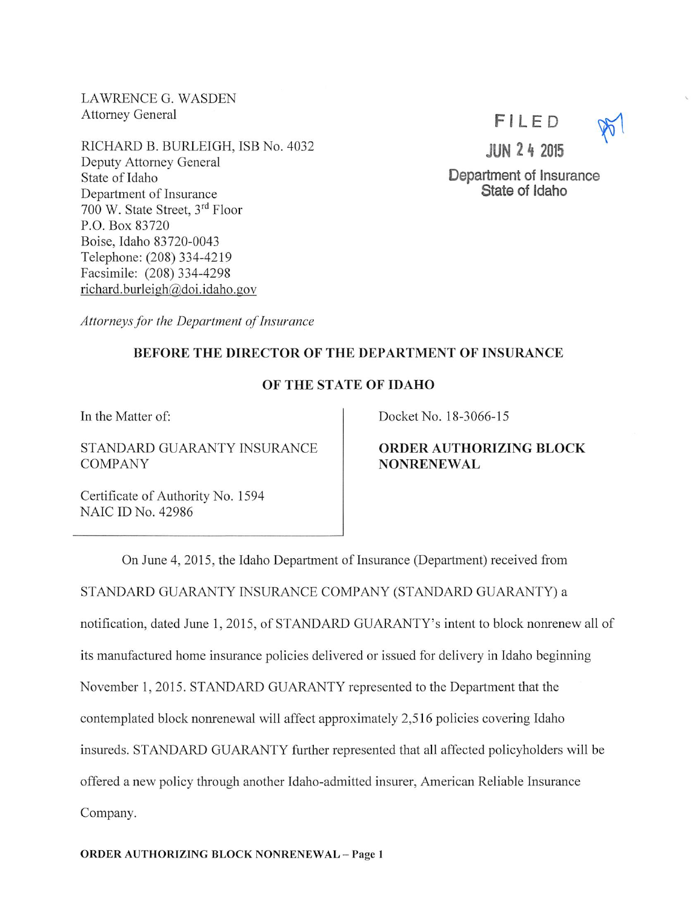LAWRENCE G. WASDEN
Attorney General

RICHARD B. BURLEIGH, ISB No. 4032
Deputy Attorney General
State of Idaho
Department of Insurance
700 W. State Street, 3rd Floor
P.O. Box 83720
Boise, Idaho 83720-0043
Telephone: (208) 334-4219
Facsimile: (208) 334-4298
richard.burleigh@doi.idaho.gov

FILED
JUN 24 2015
Department of Insurance
State of Idaho

*Attorneys for the Department of Insurance*

**BEFORE THE DIRECTOR OF THE DEPARTMENT OF INSURANCE**

**OF THE STATE OF IDAHO**

| In the Matter of: STANDARD GUARANTY INSURANCE COMPANY Certificate of Authority No. 1594 NAIC ID No. 42986 | Docket No. 18-3066-15 **ORDER AUTHORIZING BLOCK NONRENEWAL** |
|---|---|

On June 4, 2015, the Idaho Department of Insurance (Department) received from STANDARD GUARANTY INSURANCE COMPANY (STANDARD GUARANTY) a notification, dated June 1, 2015, of STANDARD GUARANTY's intent to block nonrenew all of its manufactured home insurance policies delivered or issued for delivery in Idaho beginning November 1, 2015. STANDARD GUARANTY represented to the Department that the contemplated block nonrenewal will affect approximately 2,516 policies covering Idaho insureds. STANDARD GUARANTY further represented that all affected policyholders will be offered a new policy through another Idaho-admitted insurer, American Reliable Insurance Company.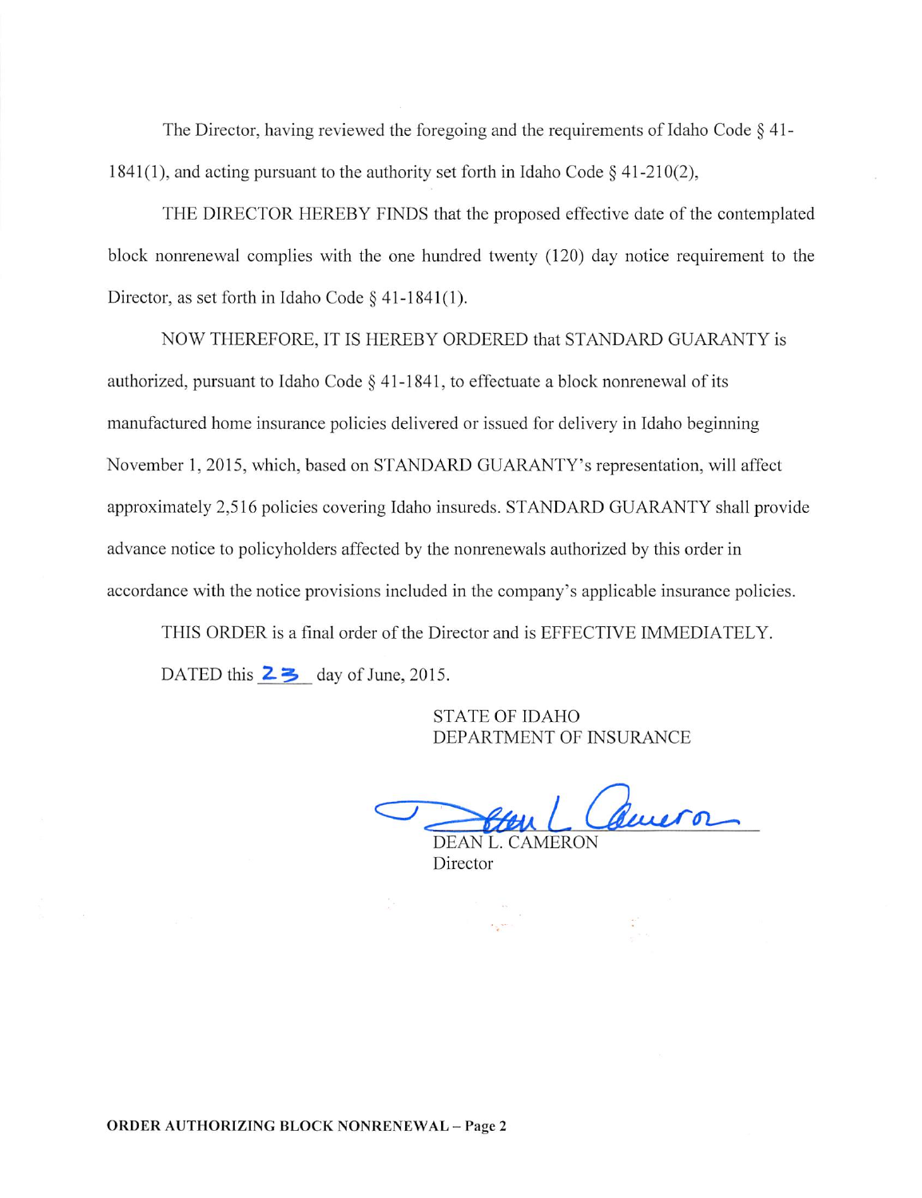The Director, having reviewed the foregoing and the requirements of Idaho Code § 41-1841(1), and acting pursuant to the authority set forth in Idaho Code § 41-210(2),

THE DIRECTOR HEREBY FINDS that the proposed effective date of the contemplated block nonrenewal complies with the one hundred twenty (120) day notice requirement to the Director, as set forth in Idaho Code § 41-1841(1).

NOW THEREFORE, IT IS HEREBY ORDERED that STANDARD GUARANTY is authorized, pursuant to Idaho Code § 41-1841, to effectuate a block nonrenewal of its manufactured home insurance policies delivered or issued for delivery in Idaho beginning November 1, 2015, which, based on STANDARD GUARANTY's representation, will affect approximately 2,516 policies covering Idaho insureds. STANDARD GUARANTY shall provide advance notice to policyholders affected by the nonrenewals authorized by this order in accordance with the notice provisions included in the company's applicable insurance policies.

THIS ORDER is a final order of the Director and is EFFECTIVE IMMEDIATELY.

DATED this 23 day of June, 2015.

STATE OF IDAHO
DEPARTMENT OF INSURANCE

DEAN L. CAMERON
Director

**ORDER AUTHORIZING BLOCK NONRENEWAL – Page 2**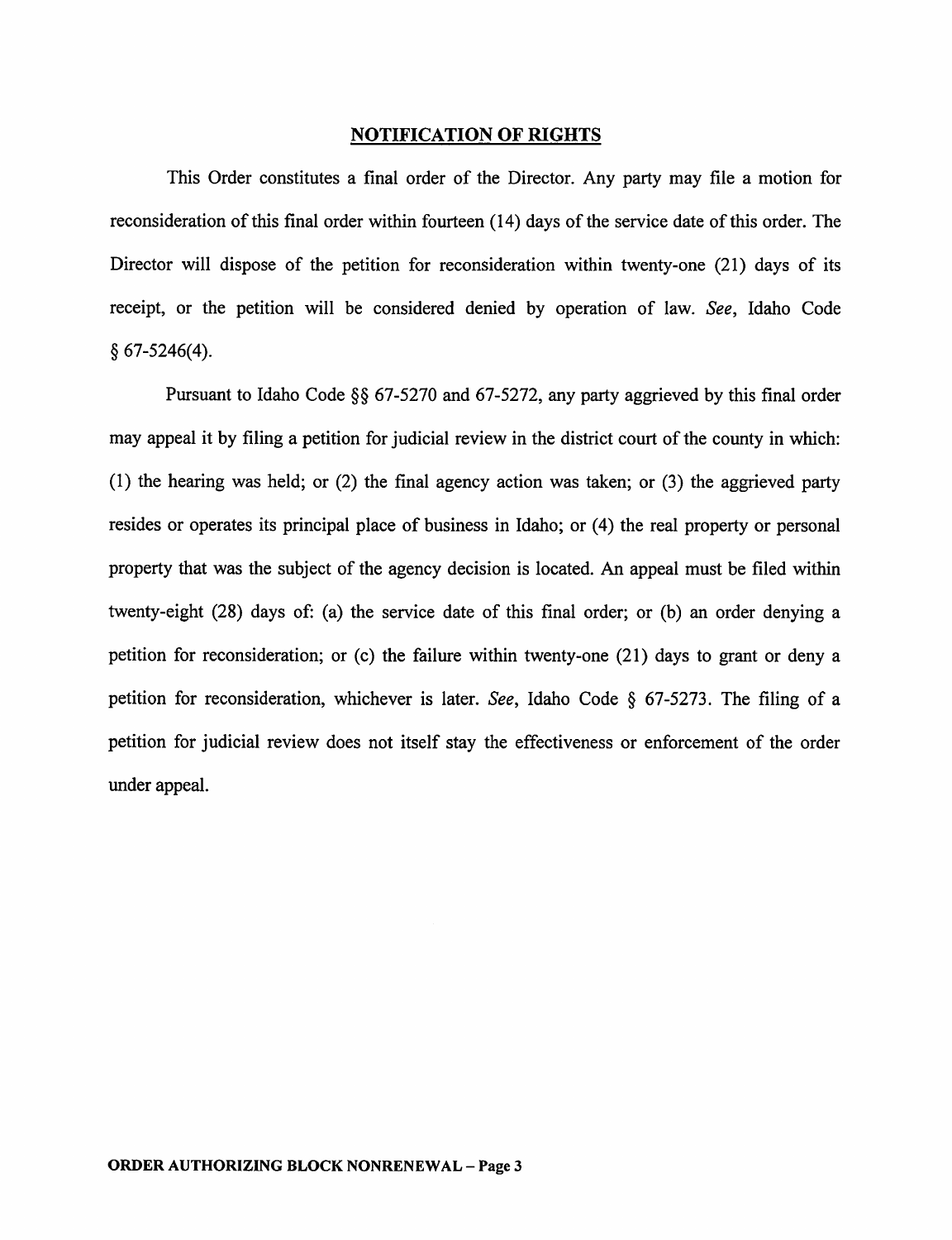## NOTIFICATION OF RIGHTS

This Order constitutes a final order of the Director. Any party may file a motion for reconsideration of this final order within fourteen (14) days of the service date of this order. The Director will dispose of the petition for reconsideration within twenty-one (21) days of its receipt, or the petition will be considered denied by operation of law. *See*, Idaho Code § 67-5246(4).

Pursuant to Idaho Code §§ 67-5270 and 67-5272, any party aggrieved by this final order may appeal it by filing a petition for judicial review in the district court of the county in which: (1) the hearing was held; or (2) the final agency action was taken; or (3) the aggrieved party resides or operates its principal place of business in Idaho; or (4) the real property or personal property that was the subject of the agency decision is located. An appeal must be filed within twenty-eight (28) days of: (a) the service date of this final order; or (b) an order denying a petition for reconsideration; or (c) the failure within twenty-one (21) days to grant or deny a petition for reconsideration, whichever is later. *See*, Idaho Code § 67-5273. The filing of a petition for judicial review does not itself stay the effectiveness or enforcement of the order under appeal.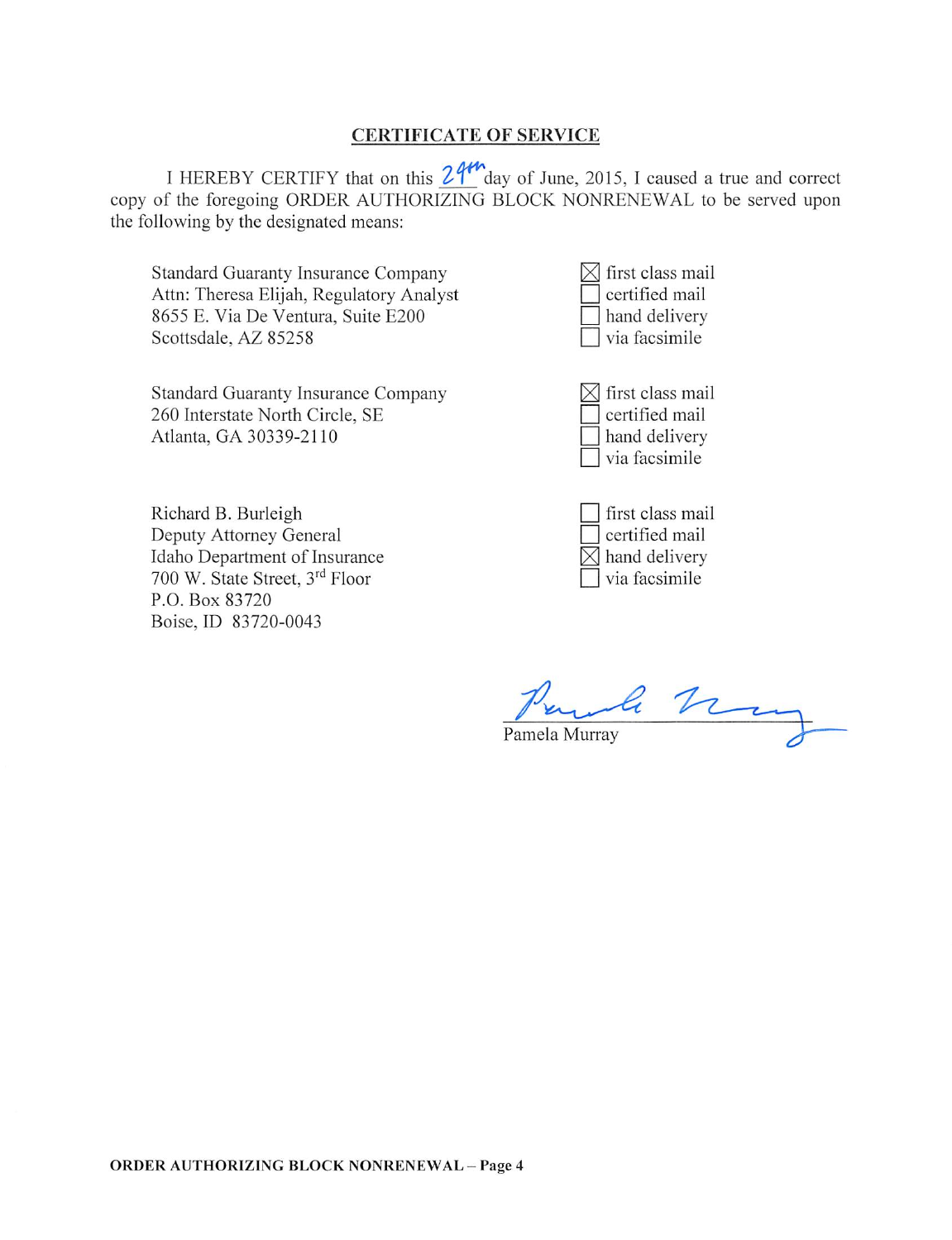## CERTIFICATE OF SERVICE

I HEREBY CERTIFY that on this 24th day of June, 2015, I caused a true and correct copy of the foregoing ORDER AUTHORIZING BLOCK NONRENEWAL to be served upon the following by the designated means:

| | |
|---|---|
| Standard Guaranty Insurance Company<br>Attn: Theresa Elijah, Regulatory Analyst<br>8655 E. Via De Ventura, Suite E200<br>Scottsdale, AZ 85258 | ☒ first class mail<br>☐ certified mail<br>☐ hand delivery<br>☐ via facsimile |
| Standard Guaranty Insurance Company<br>260 Interstate North Circle, SE<br>Atlanta, GA 30339-2110 | ☒ first class mail<br>☐ certified mail<br>☐ hand delivery<br>☐ via facsimile |
| Richard B. Burleigh<br>Deputy Attorney General<br>Idaho Department of Insurance<br>700 W. State Street, 3rd Floor<br>P.O. Box 83720<br>Boise, ID 83720-0043 | ☐ first class mail<br>☐ certified mail<br>☒ hand delivery<br>☐ via facsimile |

Pamela Murray